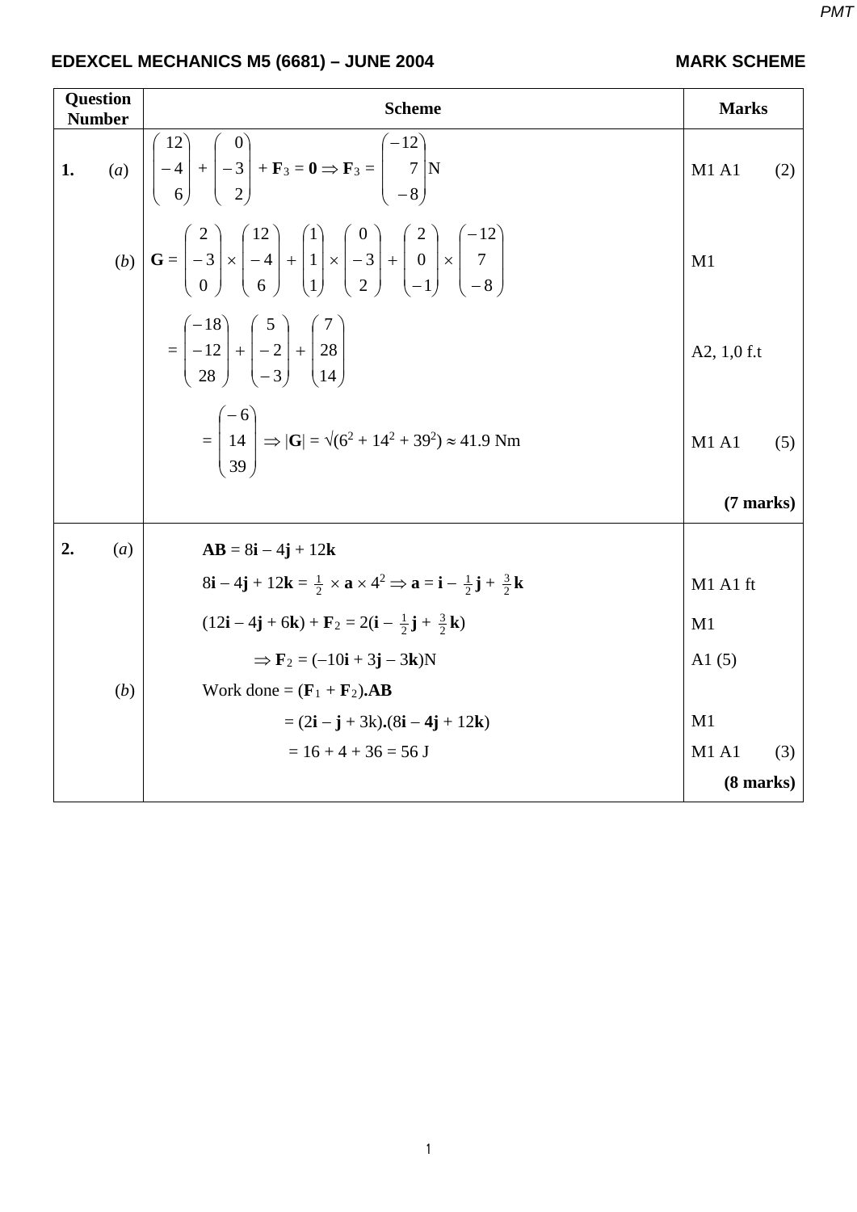## EDEXCEL MECHANICS M5 (6681) – JUNE 2004 — MARK SCHEME

| Question Number | Scheme | Marks |
|---|---|---|
| **1.** (*a*) | $\begin{pmatrix} 12 \\ -4 \\ 6 \end{pmatrix} + \begin{pmatrix} 0 \\ -3 \\ 2 \end{pmatrix} + \mathbf{F}_3 = \mathbf{0} \Rightarrow \mathbf{F}_3 = \begin{pmatrix} -12 \\ 7 \\ -8 \end{pmatrix}$ N | M1 A1 (2) |
| (*b*) | $\mathbf{G} = \begin{pmatrix} 2 \\ -3 \\ 0 \end{pmatrix} \times \begin{pmatrix} 12 \\ -4 \\ 6 \end{pmatrix} + \begin{pmatrix} 1 \\ 1 \\ 1 \end{pmatrix} \times \begin{pmatrix} 0 \\ -3 \\ 2 \end{pmatrix} + \begin{pmatrix} 2 \\ 0 \\ -1 \end{pmatrix} \times \begin{pmatrix} -12 \\ 7 \\ -8 \end{pmatrix}$ | M1 |
| | $= \begin{pmatrix} -18 \\ -12 \\ 28 \end{pmatrix} + \begin{pmatrix} 5 \\ -2 \\ -3 \end{pmatrix} + \begin{pmatrix} 7 \\ 28 \\ 14 \end{pmatrix}$ | A2, 1,0 f.t |
| | $= \begin{pmatrix} -6 \\ 14 \\ 39 \end{pmatrix} \Rightarrow \lvert\mathbf{G}\rvert = \sqrt{(6^2 + 14^2 + 39^2)} \approx 41.9$ Nm | M1 A1 (5) |
| | | **(7 marks)** |
| **2.** (*a*) | $\mathbf{AB} = 8\mathbf{i} - 4\mathbf{j} + 12\mathbf{k}$ | |
| | $8\mathbf{i} - 4\mathbf{j} + 12\mathbf{k} = \frac{1}{2} \times \mathbf{a} \times 4^2 \Rightarrow \mathbf{a} = \mathbf{i} - \frac{1}{2}\mathbf{j} + \frac{3}{2}\mathbf{k}$ | M1 A1 ft |
| | $(12\mathbf{i} - 4\mathbf{j} + 6\mathbf{k}) + \mathbf{F}_2 = 2(\mathbf{i} - \frac{1}{2}\mathbf{j} + \frac{3}{2}\mathbf{k})$ | M1 |
| | $\Rightarrow \mathbf{F}_2 = (-10\mathbf{i} + 3\mathbf{j} - 3\mathbf{k})$N | A1 (5) |
| (*b*) | Work done = $(\mathbf{F}_1 + \mathbf{F}_2).\mathbf{AB}$ | |
| | $= (2\mathbf{i} - \mathbf{j} + 3\text{k}).(8\mathbf{i} - \mathbf{4j} + 12\mathbf{k})$ | M1 |
| | $= 16 + 4 + 36 = 56$ J | M1 A1 (3) |
| | | **(8 marks)** |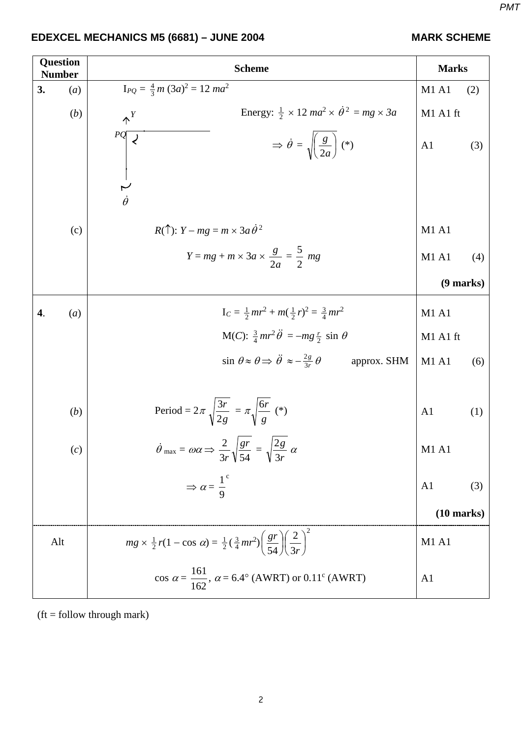## EDEXCEL MECHANICS M5 (6681) – JUNE 2004 — MARK SCHEME

| Question Number | Scheme | Marks |
|---|---|---|
| **3.** (*a*) | $I_{PQ} = \frac{4}{3}m(3a)^2 = 12\,ma^2$ | M1 A1 (2) |
| (*b*) | Energy: $\frac{1}{2} \times 12\,ma^2 \times \dot{\theta}^2 = mg \times 3a$ | M1 A1 ft |
| | $\Rightarrow \dot{\theta} = \sqrt{\left(\frac{g}{2a}\right)}$ (*) | A1 (3) |
| (c) | $R(\uparrow)$: $Y - mg = m \times 3a\dot{\theta}^2$ | M1 A1 |
| | $Y = mg + m \times 3a \times \frac{g}{2a} = \frac{5}{2}\,mg$ | M1 A1 (4) |
| | | **(9 marks)** |
| **4.** (*a*) | $I_C = \frac{1}{2}mr^2 + m(\frac{1}{2}r)^2 = \frac{3}{4}mr^2$ | M1 A1 |
| | M($C$): $\frac{3}{4}mr^2\ddot{\theta} = -mg\frac{r}{2}\sin\theta$ | M1 A1 ft |
| | $\sin\theta \approx \theta \Rightarrow \ddot{\theta} \approx -\frac{2g}{3r}\theta$ approx. SHM | M1 A1 (6) |
| (*b*) | Period $= 2\pi\sqrt{\frac{3r}{2g}} = \pi\sqrt{\frac{6r}{g}}$ (*) | A1 (1) |
| (*c*) | $\dot{\theta}_{\max} = \omega\alpha \Rightarrow \frac{2}{3r}\sqrt{\frac{gr}{54}} = \sqrt{\frac{2g}{3r}}\,\alpha$ | M1 A1 |
| | $\Rightarrow \alpha = \frac{1}{9}^{c}$ | A1 (3) |
| | | **(10 marks)** |
| Alt | $mg \times \frac{1}{2}r(1 - \cos\alpha) = \frac{1}{2}(\frac{3}{4}mr^2)\left(\frac{gr}{54}\right)\left(\frac{2}{3r}\right)^2$ | M1 A1 |
| | $\cos\alpha = \frac{161}{162}$, $\alpha = 6.4°$ (AWRT) or $0.11^c$ (AWRT) | A1 |

(ft = follow through mark)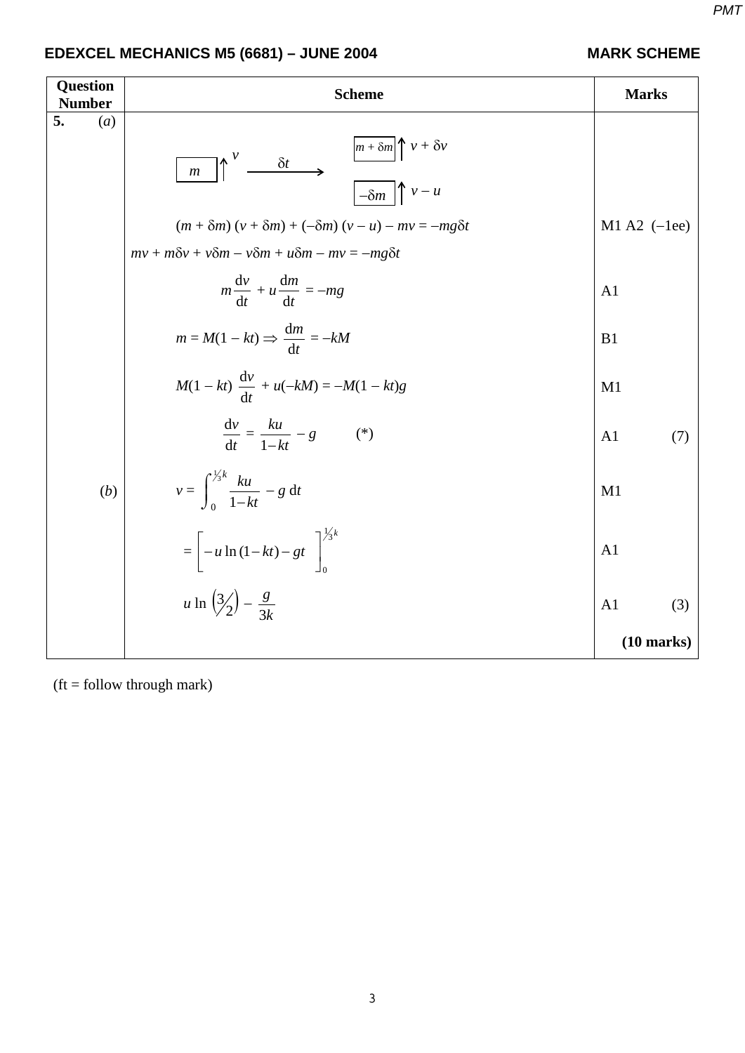**EDEXCEL MECHANICS M5 (6681) – JUNE 2004** **MARK SCHEME**

| Question Number | Scheme | Marks |
|---|---|---|
| **5.** (*a*) | [Diagram: mass $m$ with velocity $v$ (upwards); after $\delta t$: mass $m + \delta m$ with velocity $v + \delta v$, and mass $-\delta m$ with velocity $v - u$] | |
| | $(m + \delta m)(v + \delta m) + (-\delta m)(v - u) - mv = -mg\delta t$ | M1 A2 (−1ee) |
| | $mv + m\delta v + v\delta m - v\delta m + u\delta m - mv = -mg\delta t$ | |
| | $m\dfrac{\mathrm{d}v}{\mathrm{d}t} + u\dfrac{\mathrm{d}m}{\mathrm{d}t} = -mg$ | A1 |
| | $m = M(1 - kt) \Rightarrow \dfrac{\mathrm{d}m}{\mathrm{d}t} = -kM$ | B1 |
| | $M(1 - kt)\dfrac{\mathrm{d}v}{\mathrm{d}t} + u(-kM) = -M(1 - kt)g$ | M1 |
| | $\dfrac{\mathrm{d}v}{\mathrm{d}t} = \dfrac{ku}{1-kt} - g$ (*) | A1 (7) |
| (*b*) | $v = \displaystyle\int_0^{\frac{1}{3k}} \frac{ku}{1-kt} - g \, \mathrm{d}t$ | M1 |
| | $= \Big[-u\ln(1-kt) - gt\Big]_0^{\frac{1}{3k}}$ | A1 |
| | $u\ln\left(\frac{3}{2}\right) - \dfrac{g}{3k}$ | A1 (3) |
| | | **(10 marks)** |

(ft = follow through mark)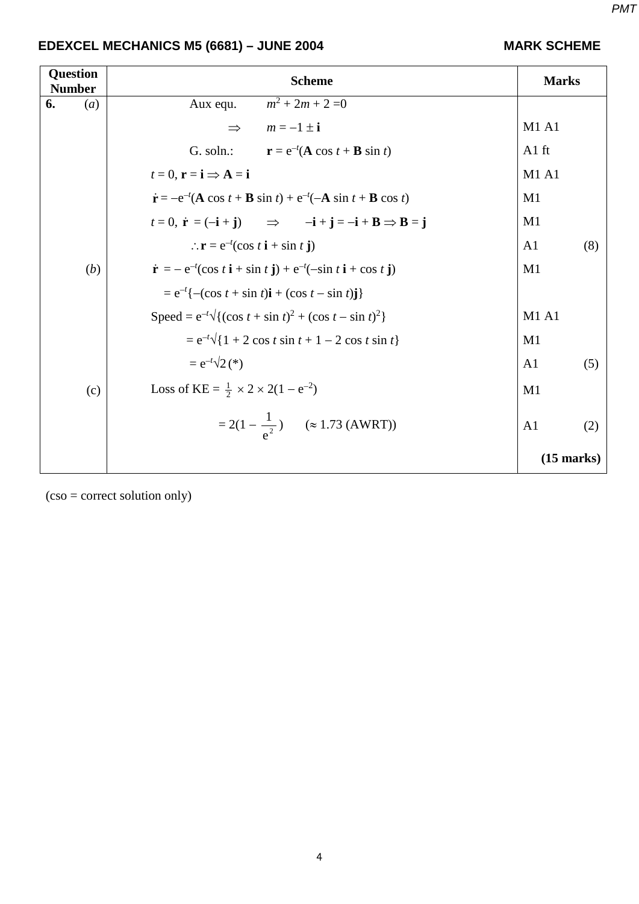**EDEXCEL MECHANICS M5 (6681) – JUNE 2004** **MARK SCHEME**

| Question Number | Scheme | Marks |
|---|---|---|
| **6.** (*a*) | Aux equ. $m^2 + 2m + 2 = 0$ | |
| | $\Rightarrow m = -1 \pm \mathbf{i}$ | M1 A1 |
| | G. soln.: $\mathbf{r} = e^{-t}(\mathbf{A}\cos t + \mathbf{B}\sin t)$ | A1 ft |
| | $t = 0$, $\mathbf{r} = \mathbf{i} \Rightarrow \mathbf{A} = \mathbf{i}$ | M1 A1 |
| | $\dot{\mathbf{r}} = -e^{-t}(\mathbf{A}\cos t + \mathbf{B}\sin t) + e^{-t}(-\mathbf{A}\sin t + \mathbf{B}\cos t)$ | M1 |
| | $t = 0$, $\dot{\mathbf{r}} = (-\mathbf{i} + \mathbf{j}) \Rightarrow -\mathbf{i} + \mathbf{j} = -\mathbf{i} + \mathbf{B} \Rightarrow \mathbf{B} = \mathbf{j}$ | M1 |
| | $\therefore \mathbf{r} = e^{-t}(\cos t\,\mathbf{i} + \sin t\,\mathbf{j})$ | A1 (8) |
| (*b*) | $\dot{\mathbf{r}} = -e^{-t}(\cos t\,\mathbf{i} + \sin t\,\mathbf{j}) + e^{-t}(-\sin t\,\mathbf{i} + \cos t\,\mathbf{j})$ | M1 |
| | $= e^{-t}\{-(\cos t + \sin t)\mathbf{i} + (\cos t - \sin t)\mathbf{j}\}$ | |
| | Speed $= e^{-t}\sqrt{\{(\cos t + \sin t)^2 + (\cos t - \sin t)^2\}}$ | M1 A1 |
| | $= e^{-t}\sqrt{\{1 + 2\cos t\sin t + 1 - 2\cos t\sin t\}}$ | M1 |
| | $= e^{-t}\sqrt{2}$ (*) | A1 (5) |
| (c) | Loss of KE $= \frac{1}{2} \times 2 \times 2(1 - e^{-2})$ | M1 |
| | $= 2(1 - \frac{1}{e^2})$ ($\approx 1.73$ (AWRT)) | A1 (2) |
| | | **(15 marks)** |

(cso = correct solution only)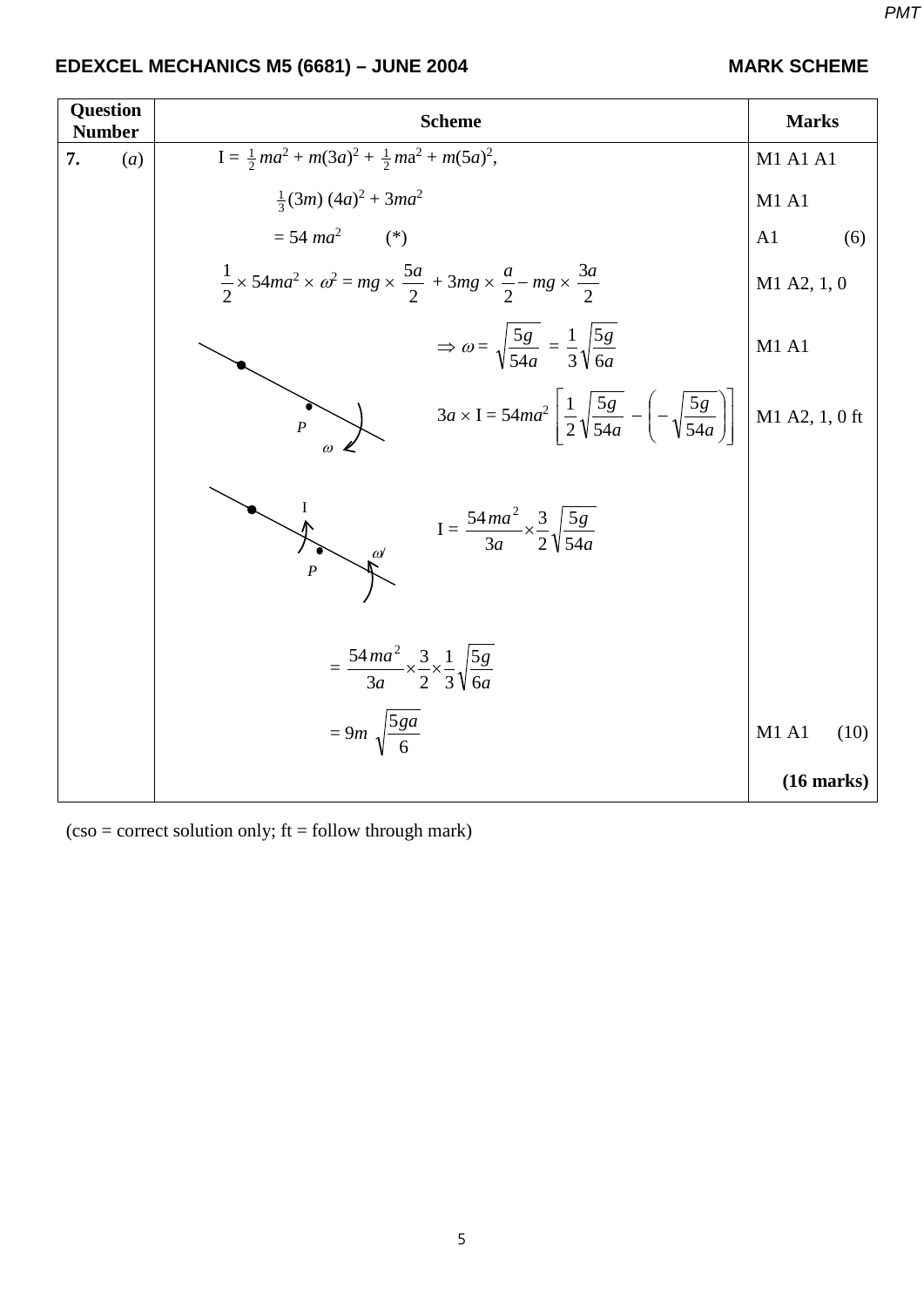**EDEXCEL MECHANICS M5 (6681) – JUNE 2004** **MARK SCHEME**

| Question Number | Scheme | Marks |
|---|---|---|
| **7.** (*a*) | $I = \frac{1}{2}ma^2 + m(3a)^2 + \frac{1}{2}ma^2 + m(5a)^2,$ | M1 A1 A1 |
| | $\frac{1}{3}(3m)(4a)^2 + 3ma^2$ | M1 A1 |
| | $= 54\,ma^2$ (*) | A1 (6) |
| | $\frac{1}{2} \times 54ma^2 \times \omega^2 = mg \times \frac{5a}{2} + 3mg \times \frac{a}{2} - mg \times \frac{3a}{2}$ | M1 A2, 1, 0 |
| | $\Rightarrow \omega = \sqrt{\frac{5g}{54a}} = \frac{1}{3}\sqrt{\frac{5g}{6a}}$ | M1 A1 |
| | $3a \times I = 54ma^2\left[\frac{1}{2}\sqrt{\frac{5g}{54a}} - \left(-\sqrt{\frac{5g}{54a}}\right)\right]$ | M1 A2, 1, 0 ft |
| | $I = \frac{54ma^2}{3a} \times \frac{3}{2}\sqrt{\frac{5g}{54a}}$ | |
| | $= \frac{54ma^2}{3a} \times \frac{3}{2} \times \frac{1}{3}\sqrt{\frac{5g}{6a}}$ | |
| | $= 9m\sqrt{\frac{5ga}{6}}$ | M1 A1 (10) |
| | | **(16 marks)** |

(cso = correct solution only; ft = follow through mark)